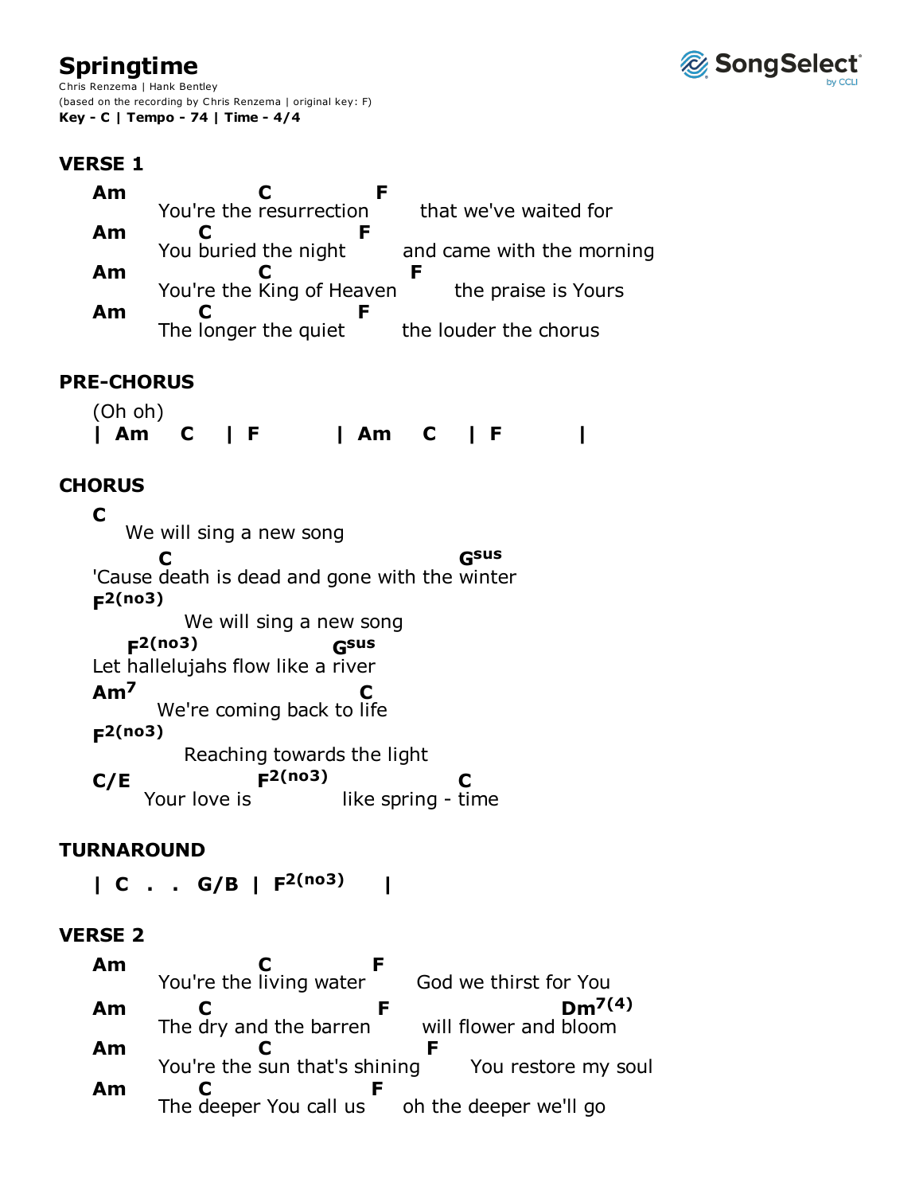# Springtime

Chris Renzema | Hank Bentley
(based on the recording by Chris Renzema | original key: F)
**Key - C | Tempo - 74 | Time - 4/4**

SongSelect by CCLI

## VERSE 1

```
Am          C            F
    You're the resurrection     that we've waited for
Am     C                F
    You buried the night     and came with the morning
Am          C              F
    You're the King of Heaven     the praise is Yours
Am     C                F
    The longer the quiet     the louder the chorus
```

## PRE-CHORUS

```
(Oh oh)
| Am   C   | F       | Am   C   | F       |
```

## CHORUS

```
C
  We will sing a new song
     C                                  Gsus
'Cause death is dead and gone with the winter
F2(no3)
        We will sing a new song
  F2(no3)             Gsus
Let hallelujahs flow like a river
Am7                    C
     We're coming back to life
F2(no3)
        Reaching towards the light
C/E           F2(no3)         C
    Your love is         like spring - time
```

## TURNAROUND

```
| C  .  .  G/B | F2(no3)    |
```

## VERSE 2

```
Am          C            F
    You're the living water     God we thirst for You
Am     C                 F              Dm7(4)
    The dry and the barren     will flower and bloom
Am          C               F
    You're the sun that's shining     You restore my soul
Am     C                 F
    The deeper You call us     oh the deeper we'll go
```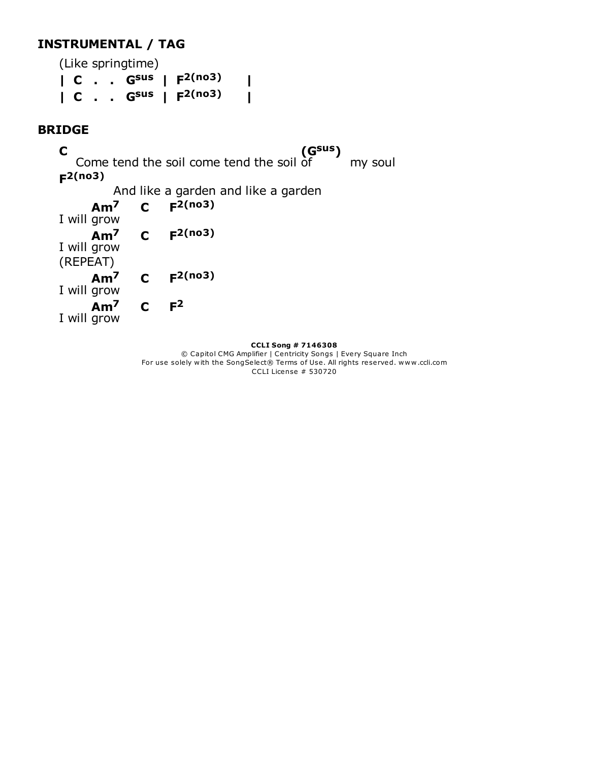## INSTRUMENTAL / TAG

(Like springtime)

```
| C  .  .  Gsus  | F2(no3)      |
| C  .  .  Gsus  | F2(no3)      |
```

## BRIDGE

```
C                                        (Gsus)
  Come tend the soil come tend the soil of        my soul
F2(no3)
         And like a garden and like a garden
     Am7    C    F2(no3)
I will grow
     Am7    C    F2(no3)
I will grow
(REPEAT)
     Am7    C    F2(no3)
I will grow
     Am7    C    F2
I will grow
```

**CCLI Song # 7146308**

© Capitol CMG Amplifier | Centricity Songs | Every Square Inch

For use solely with the SongSelect® Terms of Use. All rights reserved. www.ccli.com

CCLI License # 530720